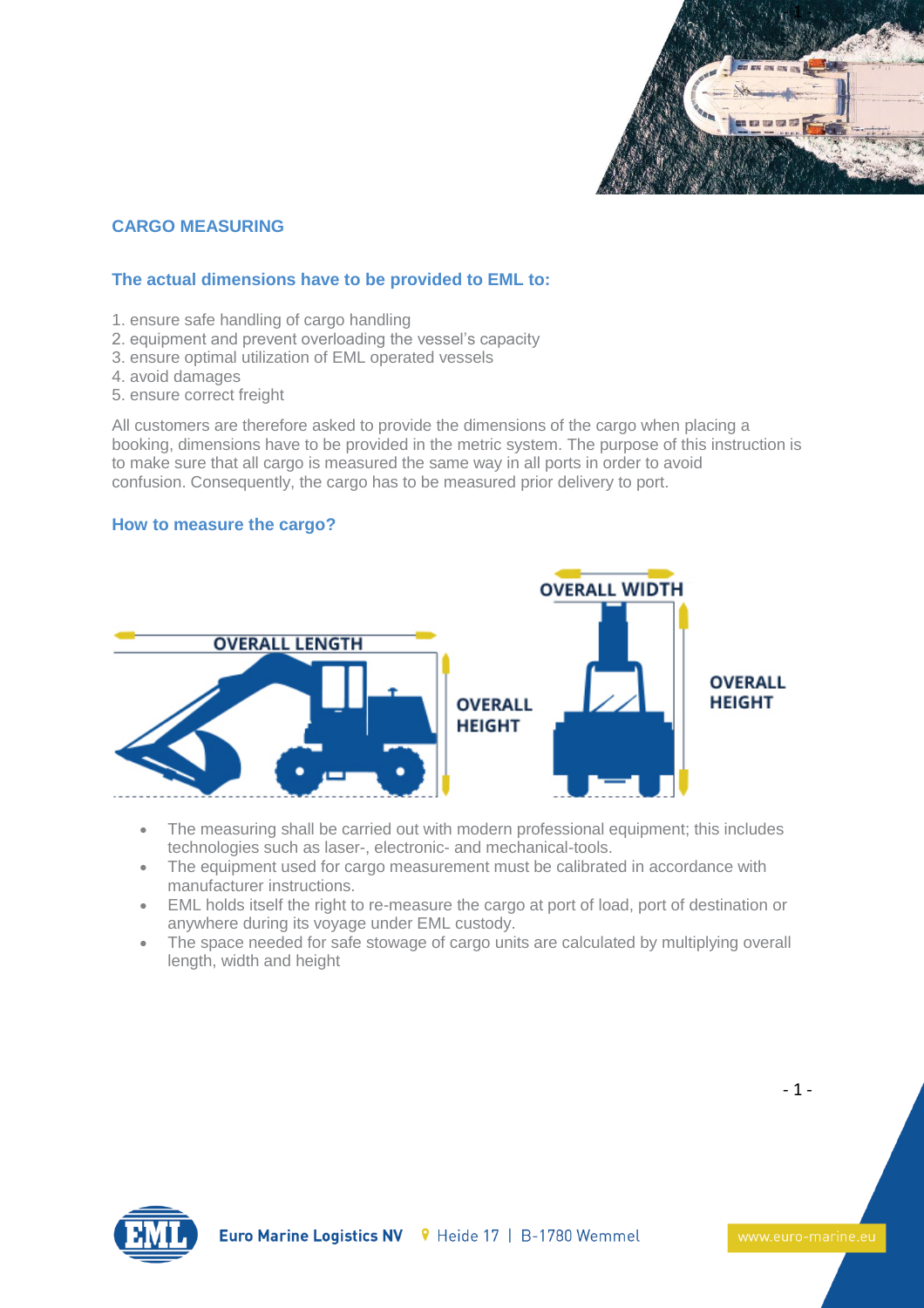## CARGO MEASURING

### The actual dimensions have to be provided to EML to:

1. ensure safe handling of cargo handling
2. equipment and prevent overloading the vessel's capacity
3. ensure optimal utilization of EML operated vessels
4. avoid damages
5. ensure correct freight

All customers are therefore asked to provide the dimensions of the cargo when placing a booking, dimensions have to be provided in the metric system. The purpose of this instruction is to make sure that all cargo is measured the same way in all ports in order to avoid confusion. Consequently, the cargo has to be measured prior delivery to port.

### How to measure the cargo?

OVERALL LENGTH

OVERALL HEIGHT

OVERALL WIDTH

OVERALL HEIGHT

- The measuring shall be carried out with modern professional equipment; this includes technologies such as laser-, electronic- and mechanical-tools.
- The equipment used for cargo measurement must be calibrated in accordance with manufacturer instructions.
- EML holds itself the right to re-measure the cargo at port of load, port of destination or anywhere during its voyage under EML custody.
- The space needed for safe stowage of cargo units are calculated by multiplying overall length, width and height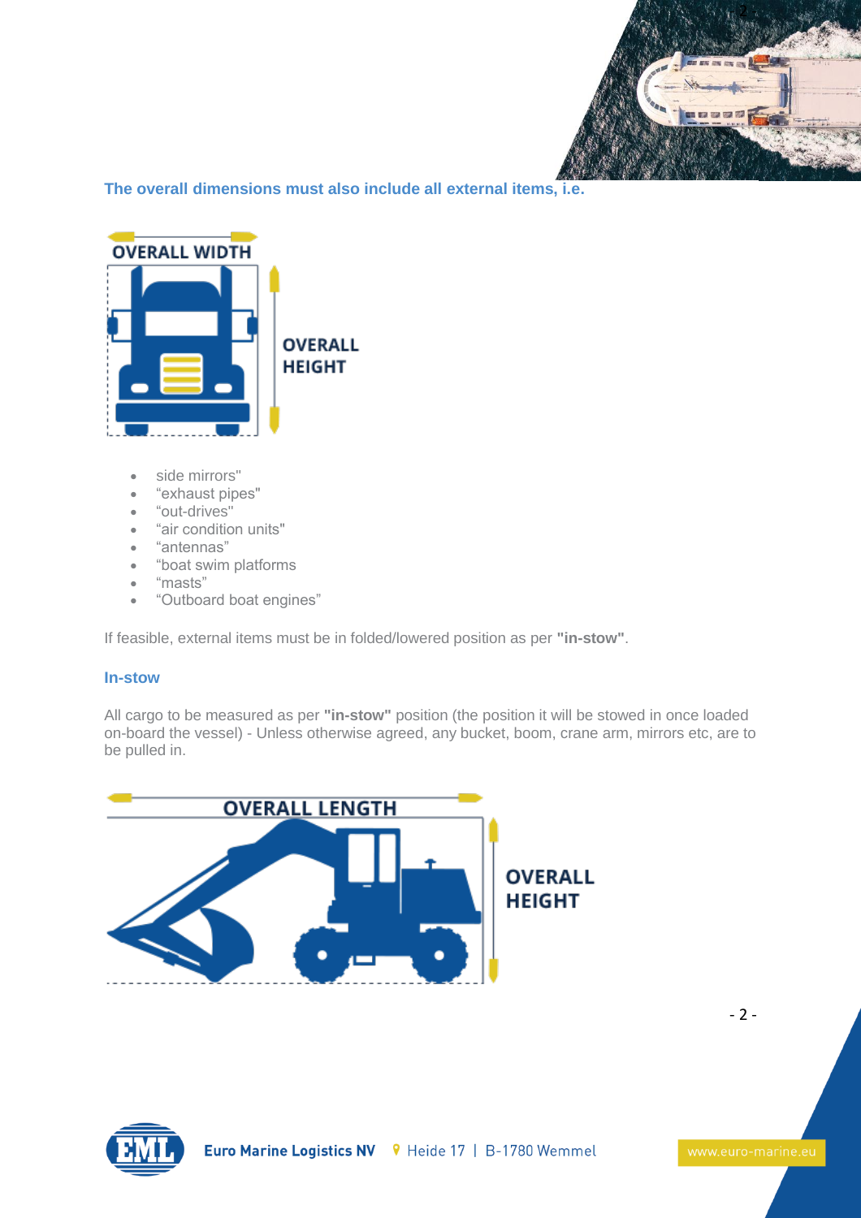**The overall dimensions must also include all external items, i.e.**

- side mirrors"
- “exhaust pipes"
- “out-drives"
- “air condition units"
- “antennas”
- “boat swim platforms
- “masts”
- “Outboard boat engines”

If feasible, external items must be in folded/lowered position as per **"in-stow"**.

### In-stow

All cargo to be measured as per **"in-stow"** position (the position it will be stowed in once loaded on-board the vessel) - Unless otherwise agreed, any bucket, boom, crane arm, mirrors etc, are to be pulled in.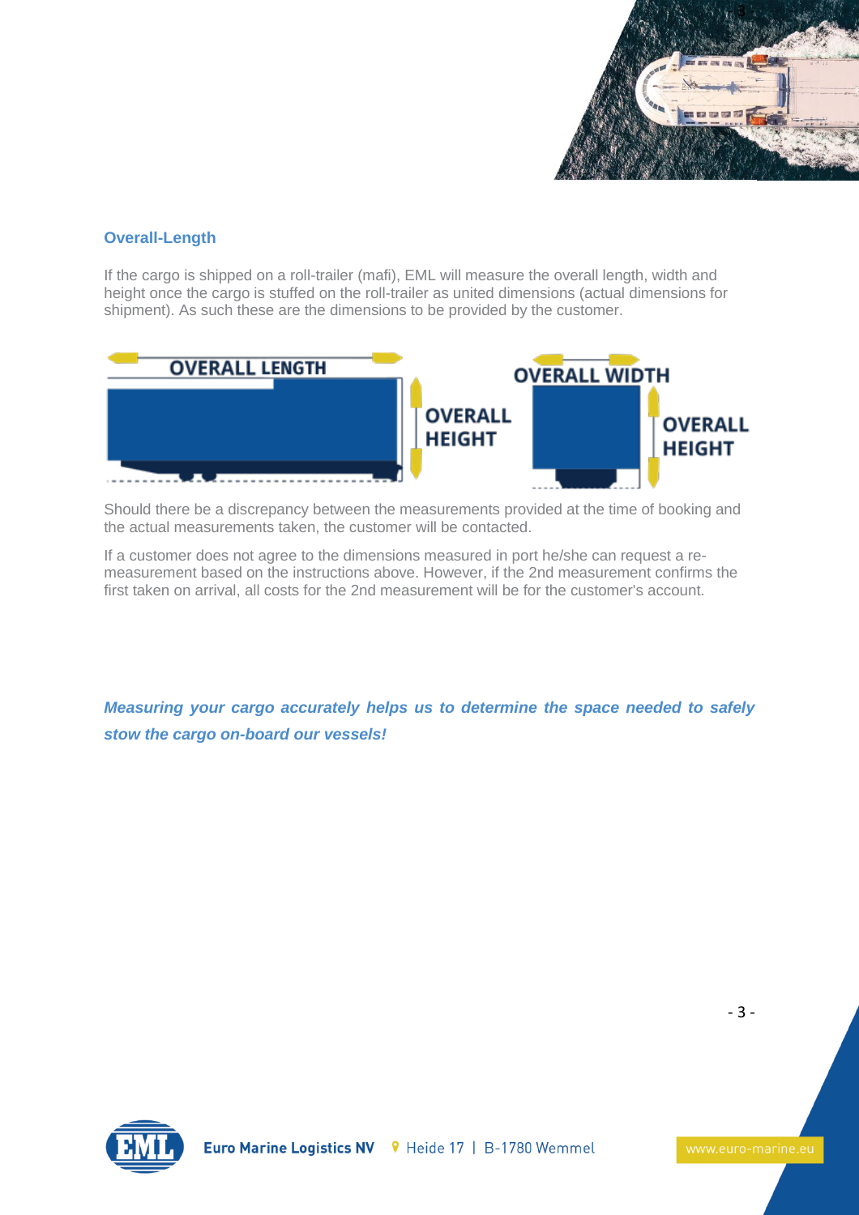## Overall-Length

If the cargo is shipped on a roll-trailer (mafi), EML will measure the overall length, width and height once the cargo is stuffed on the roll-trailer as united dimensions (actual dimensions for shipment). As such these are the dimensions to be provided by the customer.

OVERALL LENGTH

OVERALL HEIGHT

OVERALL WIDTH

OVERALL HEIGHT

Should there be a discrepancy between the measurements provided at the time of booking and the actual measurements taken, the customer will be contacted.

If a customer does not agree to the dimensions measured in port he/she can request a re-measurement based on the instructions above. However, if the 2nd measurement confirms the first taken on arrival, all costs for the 2nd measurement will be for the customer's account.

***Measuring your cargo accurately helps us to determine the space needed to safely stow the cargo on-board our vessels!***